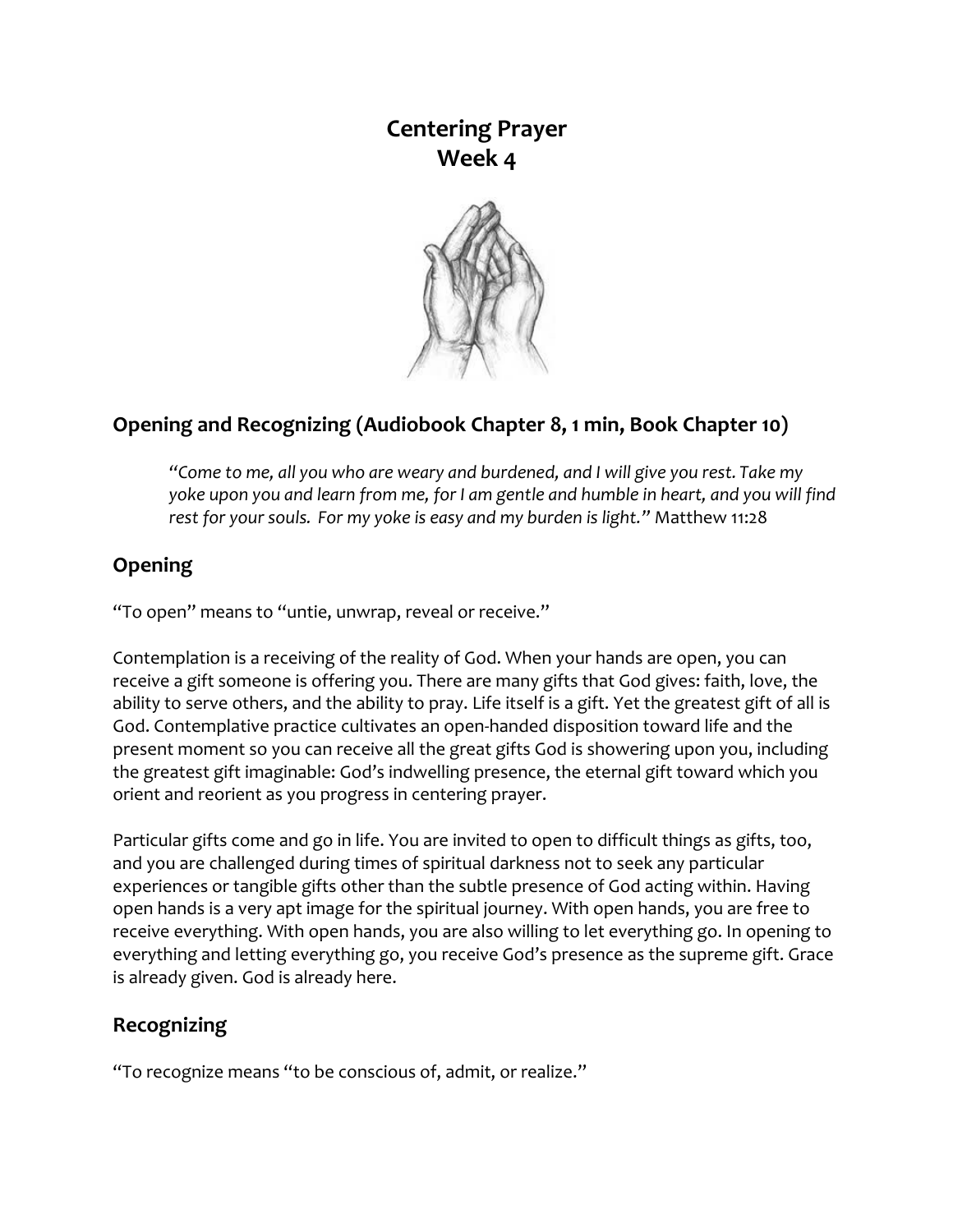# Centering Prayer
# Week 4

## Opening and Recognizing (Audiobook Chapter 8, 1 min, Book Chapter 10)

> *"Come to me, all you who are weary and burdened, and I will give you rest. Take my yoke upon you and learn from me, for I am gentle and humble in heart, and you will find rest for your souls. For my yoke is easy and my burden is light."* Matthew 11:28

## Opening

"To open" means to "untie, unwrap, reveal or receive."

Contemplation is a receiving of the reality of God. When your hands are open, you can receive a gift someone is offering you. There are many gifts that God gives: faith, love, the ability to serve others, and the ability to pray. Life itself is a gift. Yet the greatest gift of all is God. Contemplative practice cultivates an open-handed disposition toward life and the present moment so you can receive all the great gifts God is showering upon you, including the greatest gift imaginable: God's indwelling presence, the eternal gift toward which you orient and reorient as you progress in centering prayer.

Particular gifts come and go in life. You are invited to open to difficult things as gifts, too, and you are challenged during times of spiritual darkness not to seek any particular experiences or tangible gifts other than the subtle presence of God acting within. Having open hands is a very apt image for the spiritual journey. With open hands, you are free to receive everything. With open hands, you are also willing to let everything go. In opening to everything and letting everything go, you receive God's presence as the supreme gift. Grace is already given. God is already here.

## Recognizing

"To recognize means "to be conscious of, admit, or realize."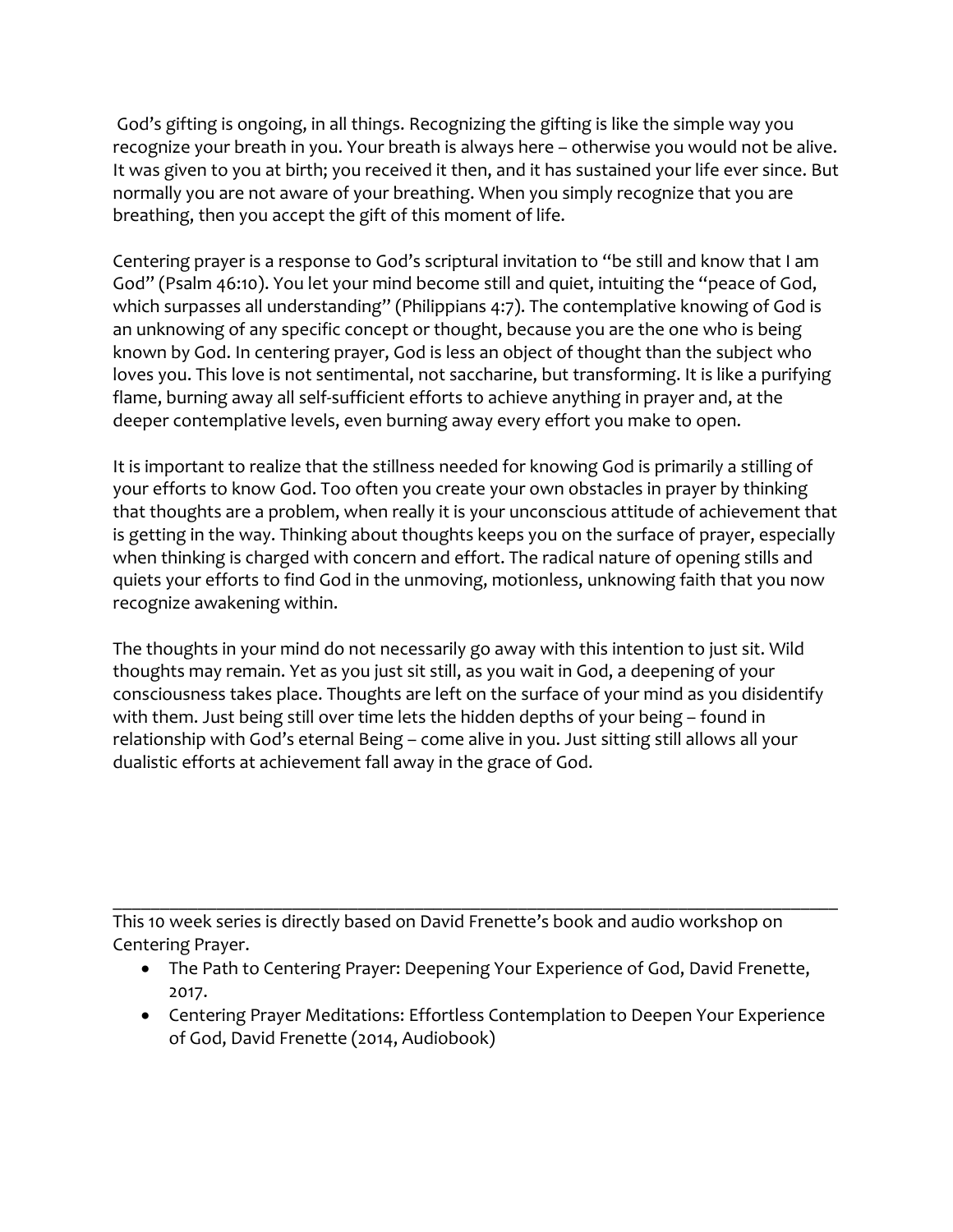God's gifting is ongoing, in all things. Recognizing the gifting is like the simple way you recognize your breath in you. Your breath is always here – otherwise you would not be alive. It was given to you at birth; you received it then, and it has sustained your life ever since. But normally you are not aware of your breathing. When you simply recognize that you are breathing, then you accept the gift of this moment of life.

Centering prayer is a response to God's scriptural invitation to "be still and know that I am God" (Psalm 46:10). You let your mind become still and quiet, intuiting the "peace of God, which surpasses all understanding" (Philippians 4:7). The contemplative knowing of God is an unknowing of any specific concept or thought, because you are the one who is being known by God. In centering prayer, God is less an object of thought than the subject who loves you. This love is not sentimental, not saccharine, but transforming. It is like a purifying flame, burning away all self-sufficient efforts to achieve anything in prayer and, at the deeper contemplative levels, even burning away every effort you make to open.

It is important to realize that the stillness needed for knowing God is primarily a stilling of your efforts to know God. Too often you create your own obstacles in prayer by thinking that thoughts are a problem, when really it is your unconscious attitude of achievement that is getting in the way. Thinking about thoughts keeps you on the surface of prayer, especially when thinking is charged with concern and effort. The radical nature of opening stills and quiets your efforts to find God in the unmoving, motionless, unknowing faith that you now recognize awakening within.

The thoughts in your mind do not necessarily go away with this intention to just sit. Wild thoughts may remain. Yet as you just sit still, as you wait in God, a deepening of your consciousness takes place. Thoughts are left on the surface of your mind as you disidentify with them. Just being still over time lets the hidden depths of your being – found in relationship with God's eternal Being – come alive in you. Just sitting still allows all your dualistic efforts at achievement fall away in the grace of God.

---

This 10 week series is directly based on David Frenette's book and audio workshop on Centering Prayer.

- The Path to Centering Prayer: Deepening Your Experience of God, David Frenette, 2017.
- Centering Prayer Meditations: Effortless Contemplation to Deepen Your Experience of God, David Frenette (2014, Audiobook)